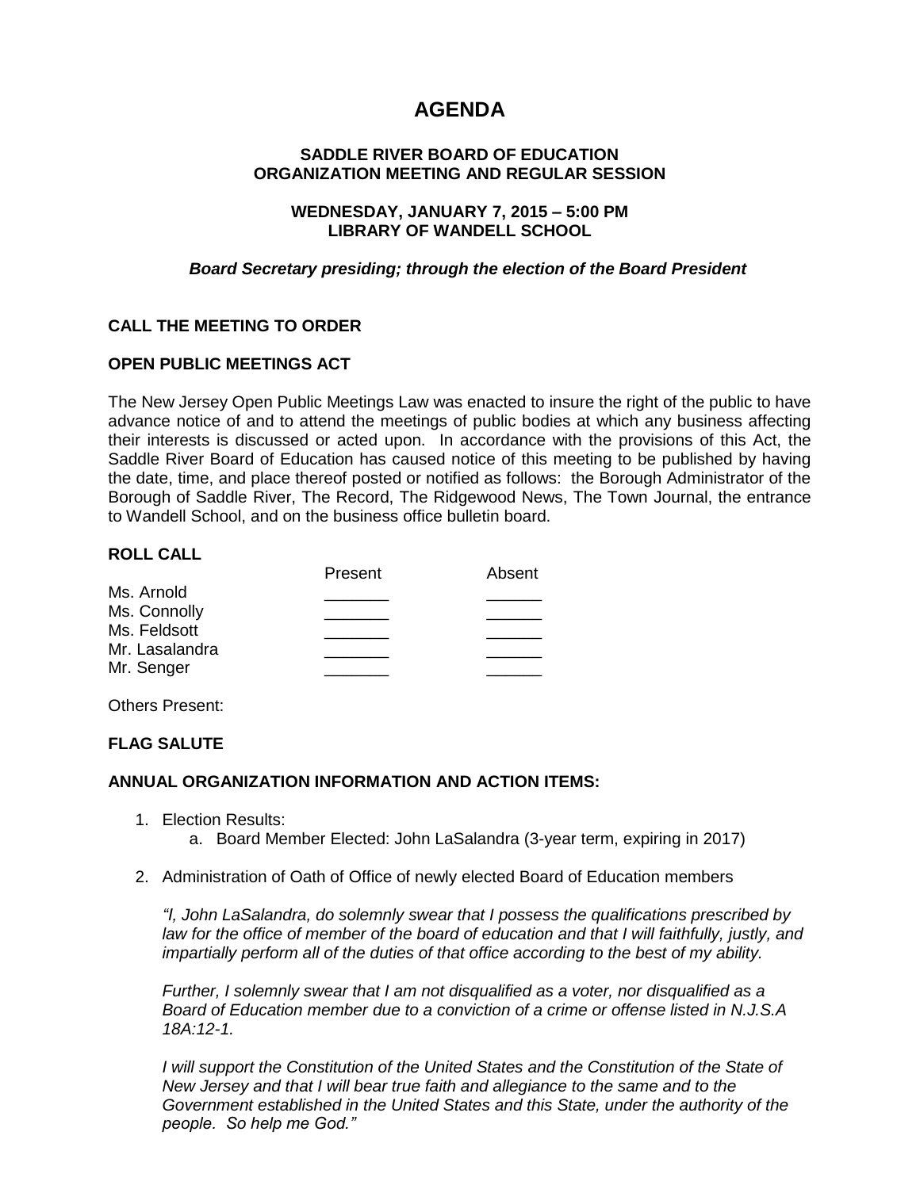# AGENDA

## SADDLE RIVER BOARD OF EDUCATION
## ORGANIZATION MEETING AND REGULAR SESSION

### WEDNESDAY, JANUARY 7, 2015 – 5:00 PM
### LIBRARY OF WANDELL SCHOOL

***Board Secretary presiding; through the election of the Board President***

**CALL THE MEETING TO ORDER**

**OPEN PUBLIC MEETINGS ACT**

The New Jersey Open Public Meetings Law was enacted to insure the right of the public to have advance notice of and to attend the meetings of public bodies at which any business affecting their interests is discussed or acted upon. In accordance with the provisions of this Act, the Saddle River Board of Education has caused notice of this meeting to be published by having the date, time, and place thereof posted or notified as follows: the Borough Administrator of the Borough of Saddle River, The Record, The Ridgewood News, The Town Journal, the entrance to Wandell School, and on the business office bulletin board.

**ROLL CALL**

| | Present | Absent |
|---|---|---|
| Ms. Arnold | _______ | ______ |
| Ms. Connolly | _______ | ______ |
| Ms. Feldsott | _______ | ______ |
| Mr. Lasalandra | _______ | ______ |
| Mr. Senger | _______ | ______ |

Others Present:

**FLAG SALUTE**

**ANNUAL ORGANIZATION INFORMATION AND ACTION ITEMS:**

1. Election Results:
   a. Board Member Elected: John LaSalandra (3-year term, expiring in 2017)

2. Administration of Oath of Office of newly elected Board of Education members

   *"I, John LaSalandra, do solemnly swear that I possess the qualifications prescribed by law for the office of member of the board of education and that I will faithfully, justly, and impartially perform all of the duties of that office according to the best of my ability.*

   *Further, I solemnly swear that I am not disqualified as a voter, nor disqualified as a Board of Education member due to a conviction of a crime or offense listed in N.J.S.A 18A:12-1.*

   *I will support the Constitution of the United States and the Constitution of the State of New Jersey and that I will bear true faith and allegiance to the same and to the Government established in the United States and this State, under the authority of the people. So help me God."*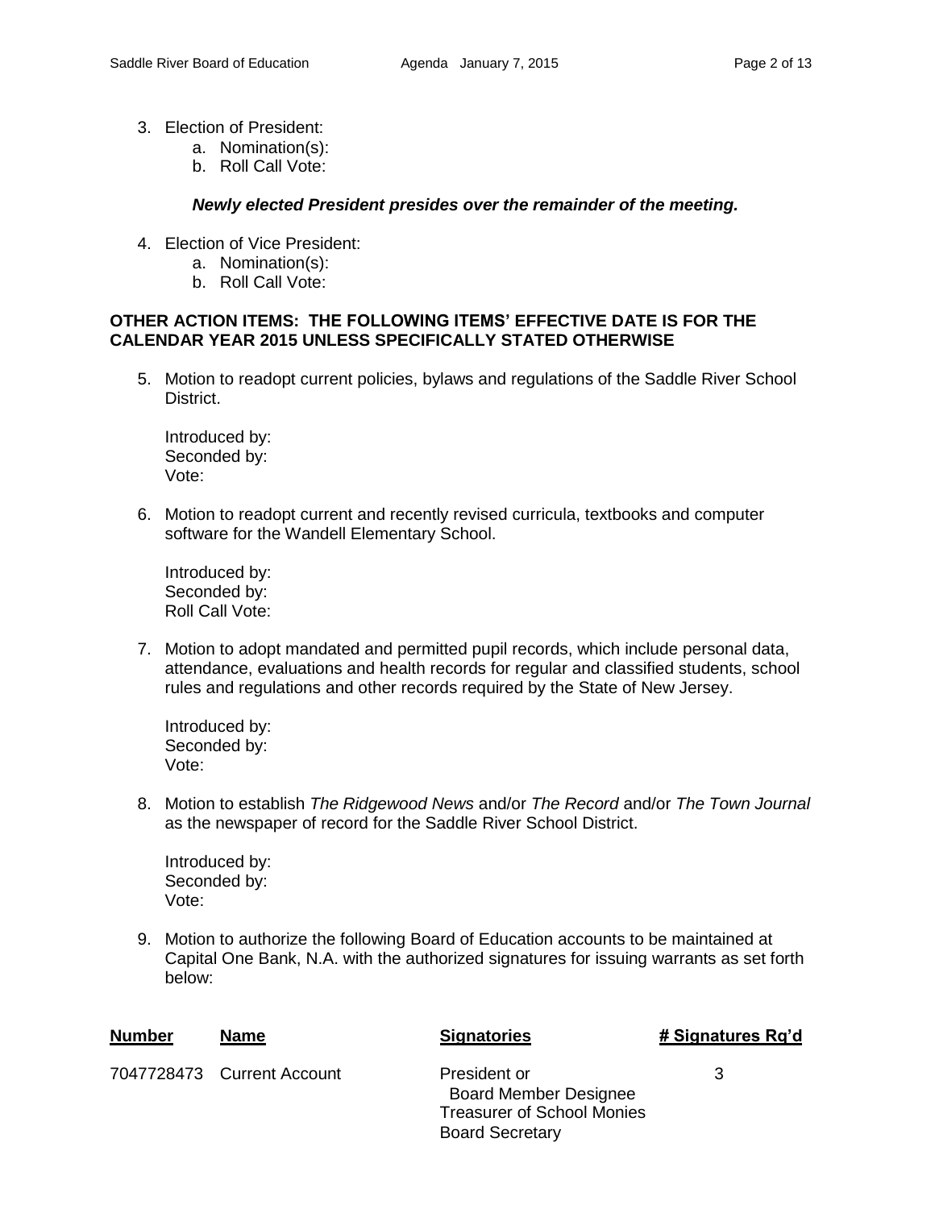3. Election of President:
    a. Nomination(s):
    b. Roll Call Vote:

***Newly elected President presides over the remainder of the meeting.***

4. Election of Vice President:
    a. Nomination(s):
    b. Roll Call Vote:

**OTHER ACTION ITEMS: THE FOLLOWING ITEMS' EFFECTIVE DATE IS FOR THE CALENDAR YEAR 2015 UNLESS SPECIFICALLY STATED OTHERWISE**

5. Motion to readopt current policies, bylaws and regulations of the Saddle River School District.

    Introduced by:
    Seconded by:
    Vote:

6. Motion to readopt current and recently revised curricula, textbooks and computer software for the Wandell Elementary School.

    Introduced by:
    Seconded by:
    Roll Call Vote:

7. Motion to adopt mandated and permitted pupil records, which include personal data, attendance, evaluations and health records for regular and classified students, school rules and regulations and other records required by the State of New Jersey.

    Introduced by:
    Seconded by:
    Vote:

8. Motion to establish *The Ridgewood News* and/or *The Record* and/or *The Town Journal* as the newspaper of record for the Saddle River School District.

    Introduced by:
    Seconded by:
    Vote:

9. Motion to authorize the following Board of Education accounts to be maintained at Capital One Bank, N.A. with the authorized signatures for issuing warrants as set forth below:

| Number | Name | Signatories | # Signatures Rq'd |
|---|---|---|---|
| 7047728473 | Current Account | President or<br>Board Member Designee<br>Treasurer of School Monies<br>Board Secretary | 3 |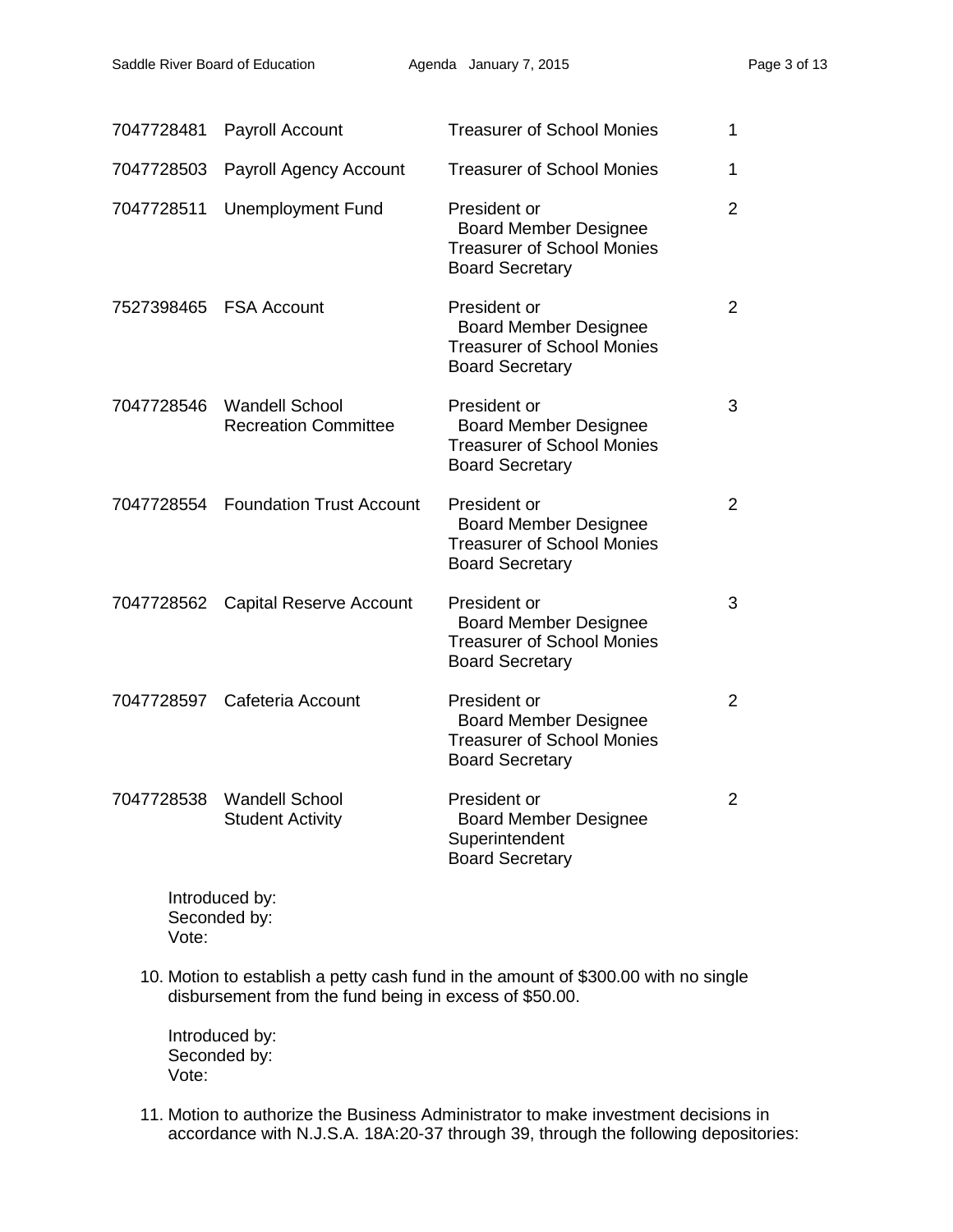| | | | |
|---|---|---|---|
| 7047728481 | Payroll Account | Treasurer of School Monies | 1 |
| 7047728503 | Payroll Agency Account | Treasurer of School Monies | 1 |
| 7047728511 | Unemployment Fund | President or Board Member Designee Treasurer of School Monies Board Secretary | 2 |
| 7527398465 | FSA Account | President or Board Member Designee Treasurer of School Monies Board Secretary | 2 |
| 7047728546 | Wandell School Recreation Committee | President or Board Member Designee Treasurer of School Monies Board Secretary | 3 |
| 7047728554 | Foundation Trust Account | President or Board Member Designee Treasurer of School Monies Board Secretary | 2 |
| 7047728562 | Capital Reserve Account | President or Board Member Designee Treasurer of School Monies Board Secretary | 3 |
| 7047728597 | Cafeteria Account | President or Board Member Designee Treasurer of School Monies Board Secretary | 2 |
| 7047728538 | Wandell School Student Activity | President or Board Member Designee Superintendent Board Secretary | 2 |

Introduced by:
Seconded by:
Vote:

10. Motion to establish a petty cash fund in the amount of $300.00 with no single disbursement from the fund being in excess of $50.00.

    Introduced by:
    Seconded by:
    Vote:

11. Motion to authorize the Business Administrator to make investment decisions in accordance with N.J.S.A. 18A:20-37 through 39, through the following depositories: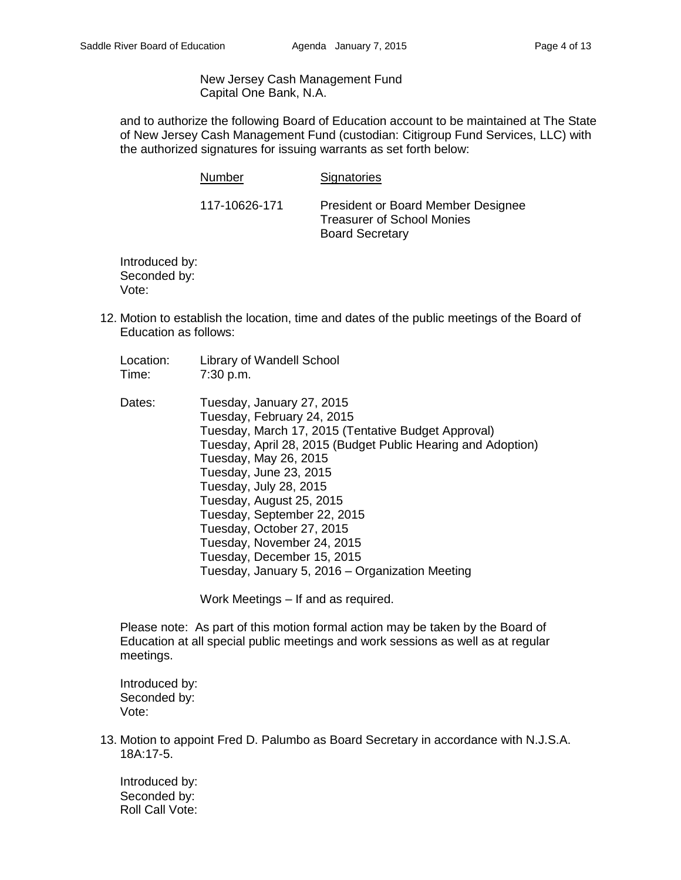New Jersey Cash Management Fund
Capital One Bank, N.A.

and to authorize the following Board of Education account to be maintained at The State of New Jersey Cash Management Fund (custodian: Citigroup Fund Services, LLC) with the authorized signatures for issuing warrants as set forth below:

| Number | Signatories |
| --- | --- |
| 117-10626-171 | President or Board Member Designee<br>Treasurer of School Monies<br>Board Secretary |

Introduced by:
Seconded by:
Vote:

12. Motion to establish the location, time and dates of the public meetings of the Board of Education as follows:

Location: Library of Wandell School
Time: 7:30 p.m.

Dates:
Tuesday, January 27, 2015
Tuesday, February 24, 2015
Tuesday, March 17, 2015 (Tentative Budget Approval)
Tuesday, April 28, 2015 (Budget Public Hearing and Adoption)
Tuesday, May 26, 2015
Tuesday, June 23, 2015
Tuesday, July 28, 2015
Tuesday, August 25, 2015
Tuesday, September 22, 2015
Tuesday, October 27, 2015
Tuesday, November 24, 2015
Tuesday, December 15, 2015
Tuesday, January 5, 2016 – Organization Meeting

Work Meetings – If and as required.

Please note: As part of this motion formal action may be taken by the Board of Education at all special public meetings and work sessions as well as at regular meetings.

Introduced by:
Seconded by:
Vote:

13. Motion to appoint Fred D. Palumbo as Board Secretary in accordance with N.J.S.A. 18A:17-5.

Introduced by:
Seconded by:
Roll Call Vote: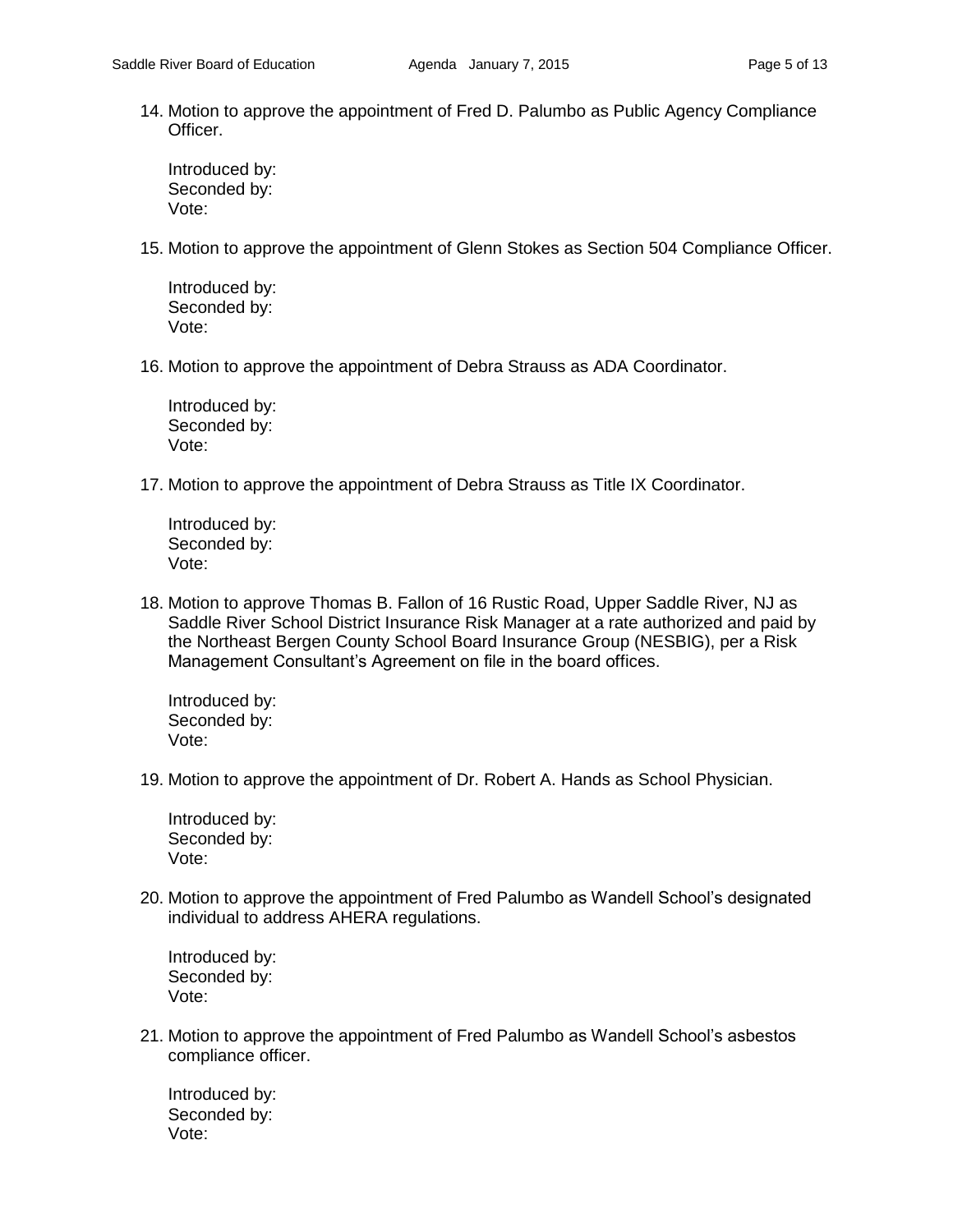14. Motion to approve the appointment of Fred D. Palumbo as Public Agency Compliance Officer.

    Introduced by:
    Seconded by:
    Vote:

15. Motion to approve the appointment of Glenn Stokes as Section 504 Compliance Officer.

    Introduced by:
    Seconded by:
    Vote:

16. Motion to approve the appointment of Debra Strauss as ADA Coordinator.

    Introduced by:
    Seconded by:
    Vote:

17. Motion to approve the appointment of Debra Strauss as Title IX Coordinator.

    Introduced by:
    Seconded by:
    Vote:

18. Motion to approve Thomas B. Fallon of 16 Rustic Road, Upper Saddle River, NJ as Saddle River School District Insurance Risk Manager at a rate authorized and paid by the Northeast Bergen County School Board Insurance Group (NESBIG), per a Risk Management Consultant's Agreement on file in the board offices.

    Introduced by:
    Seconded by:
    Vote:

19. Motion to approve the appointment of Dr. Robert A. Hands as School Physician.

    Introduced by:
    Seconded by:
    Vote:

20. Motion to approve the appointment of Fred Palumbo as Wandell School's designated individual to address AHERA regulations.

    Introduced by:
    Seconded by:
    Vote:

21. Motion to approve the appointment of Fred Palumbo as Wandell School's asbestos compliance officer.

    Introduced by:
    Seconded by:
    Vote: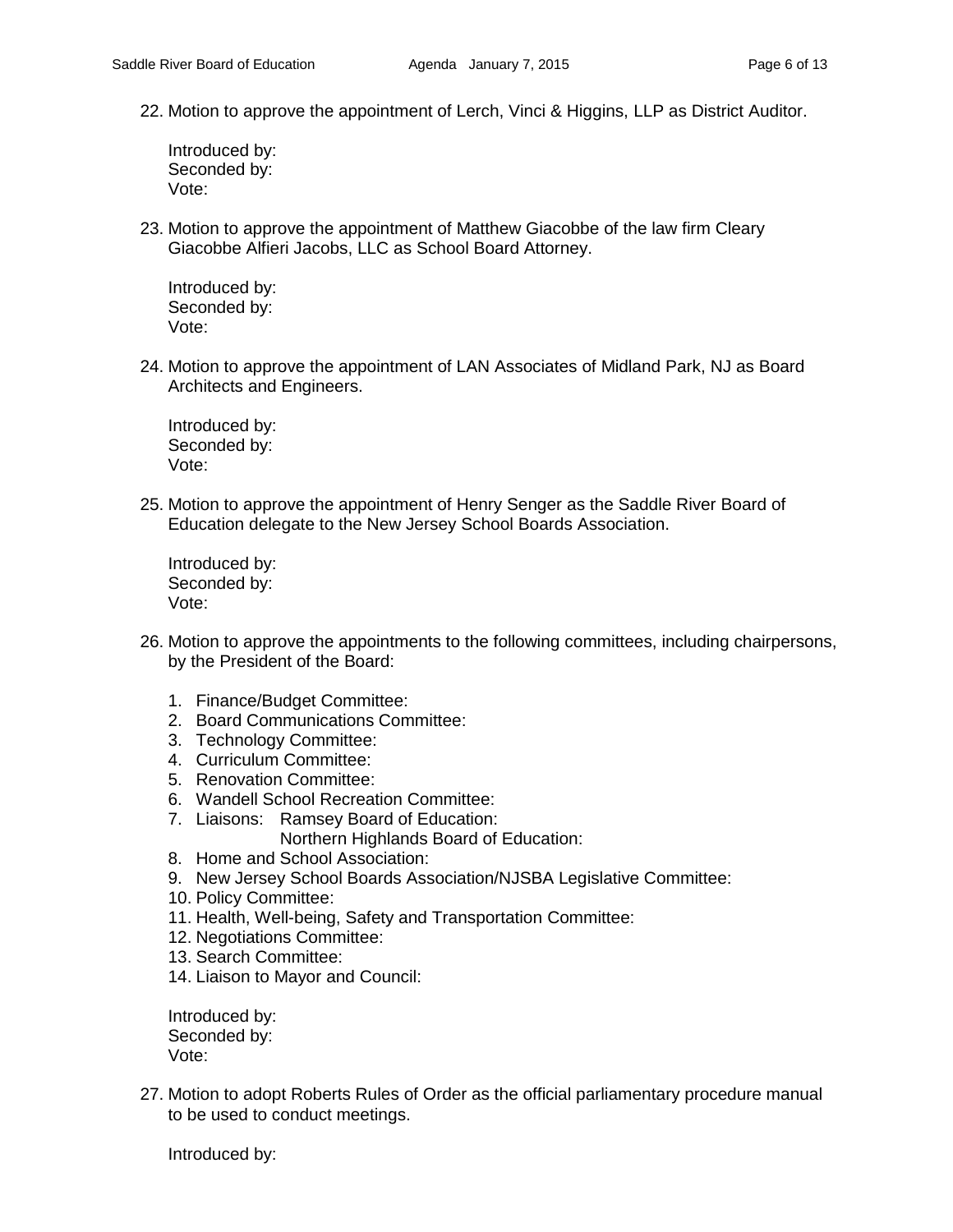22. Motion to approve the appointment of Lerch, Vinci & Higgins, LLP as District Auditor.

    Introduced by:
    Seconded by:
    Vote:

23. Motion to approve the appointment of Matthew Giacobbe of the law firm Cleary Giacobbe Alfieri Jacobs, LLC as School Board Attorney.

    Introduced by:
    Seconded by:
    Vote:

24. Motion to approve the appointment of LAN Associates of Midland Park, NJ as Board Architects and Engineers.

    Introduced by:
    Seconded by:
    Vote:

25. Motion to approve the appointment of Henry Senger as the Saddle River Board of Education delegate to the New Jersey School Boards Association.

    Introduced by:
    Seconded by:
    Vote:

26. Motion to approve the appointments to the following committees, including chairpersons, by the President of the Board:

    1. Finance/Budget Committee:
    2. Board Communications Committee:
    3. Technology Committee:
    4. Curriculum Committee:
    5. Renovation Committee:
    6. Wandell School Recreation Committee:
    7. Liaisons: Ramsey Board of Education:
       Northern Highlands Board of Education:
    8. Home and School Association:
    9. New Jersey School Boards Association/NJSBA Legislative Committee:
    10. Policy Committee:
    11. Health, Well-being, Safety and Transportation Committee:
    12. Negotiations Committee:
    13. Search Committee:
    14. Liaison to Mayor and Council:

    Introduced by:
    Seconded by:
    Vote:

27. Motion to adopt Roberts Rules of Order as the official parliamentary procedure manual to be used to conduct meetings.

    Introduced by: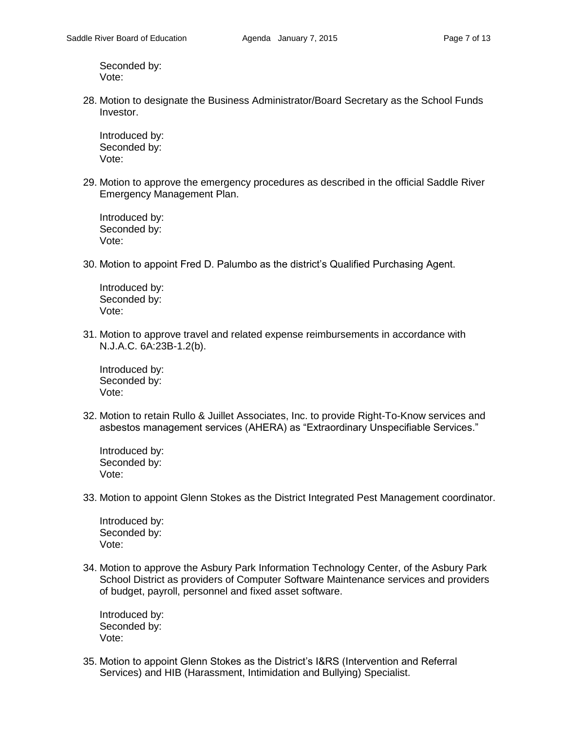Seconded by:
Vote:

28. Motion to designate the Business Administrator/Board Secretary as the School Funds Investor.

    Introduced by:
    Seconded by:
    Vote:

29. Motion to approve the emergency procedures as described in the official Saddle River Emergency Management Plan.

    Introduced by:
    Seconded by:
    Vote:

30. Motion to appoint Fred D. Palumbo as the district's Qualified Purchasing Agent.

    Introduced by:
    Seconded by:
    Vote:

31. Motion to approve travel and related expense reimbursements in accordance with N.J.A.C. 6A:23B-1.2(b).

    Introduced by:
    Seconded by:
    Vote:

32. Motion to retain Rullo & Juillet Associates, Inc. to provide Right-To-Know services and asbestos management services (AHERA) as "Extraordinary Unspecifiable Services."

    Introduced by:
    Seconded by:
    Vote:

33. Motion to appoint Glenn Stokes as the District Integrated Pest Management coordinator.

    Introduced by:
    Seconded by:
    Vote:

34. Motion to approve the Asbury Park Information Technology Center, of the Asbury Park School District as providers of Computer Software Maintenance services and providers of budget, payroll, personnel and fixed asset software.

    Introduced by:
    Seconded by:
    Vote:

35. Motion to appoint Glenn Stokes as the District's I&RS (Intervention and Referral Services) and HIB (Harassment, Intimidation and Bullying) Specialist.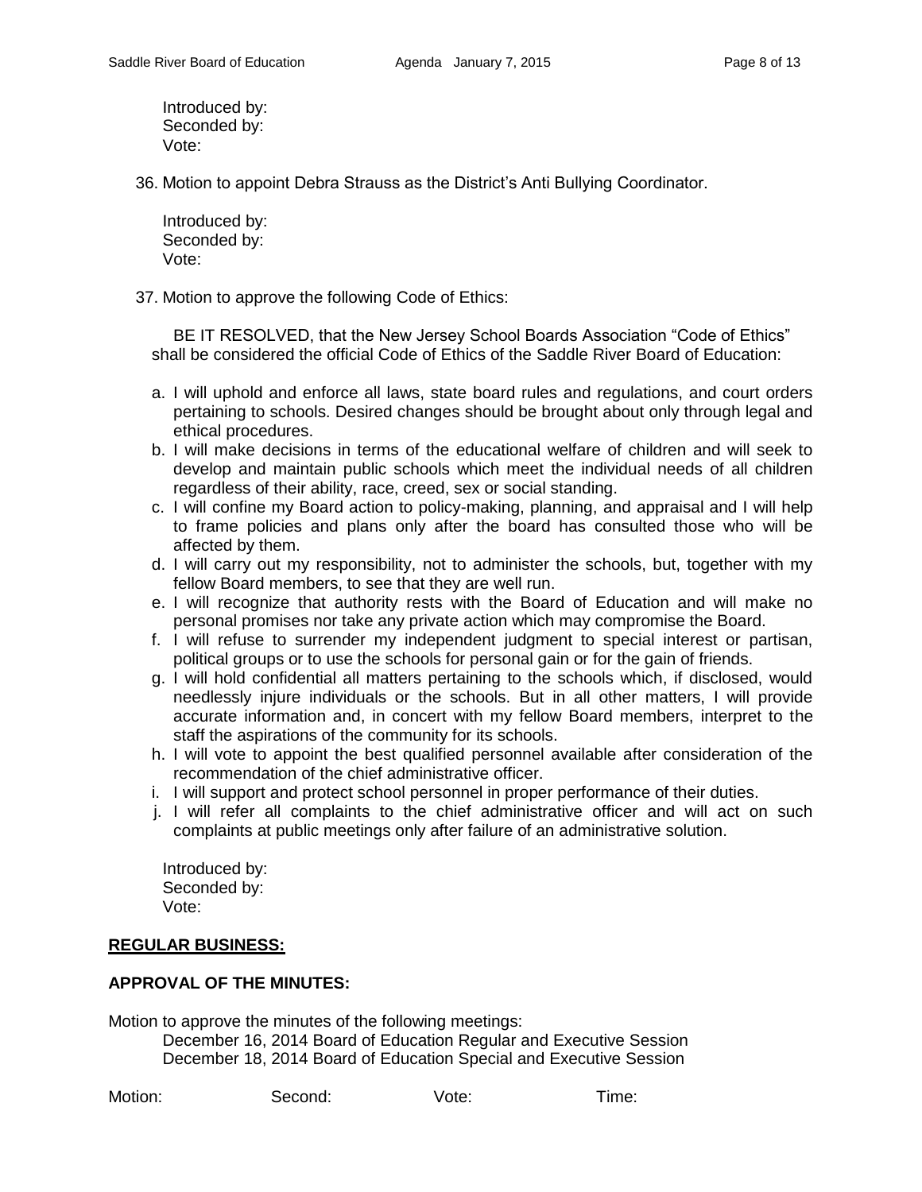Introduced by:
Seconded by:
Vote:

36. Motion to appoint Debra Strauss as the District's Anti Bullying Coordinator.

Introduced by:
Seconded by:
Vote:

37. Motion to approve the following Code of Ethics:

BE IT RESOLVED, that the New Jersey School Boards Association "Code of Ethics" shall be considered the official Code of Ethics of the Saddle River Board of Education:

a. I will uphold and enforce all laws, state board rules and regulations, and court orders pertaining to schools. Desired changes should be brought about only through legal and ethical procedures.
b. I will make decisions in terms of the educational welfare of children and will seek to develop and maintain public schools which meet the individual needs of all children regardless of their ability, race, creed, sex or social standing.
c. I will confine my Board action to policy-making, planning, and appraisal and I will help to frame policies and plans only after the board has consulted those who will be affected by them.
d. I will carry out my responsibility, not to administer the schools, but, together with my fellow Board members, to see that they are well run.
e. I will recognize that authority rests with the Board of Education and will make no personal promises nor take any private action which may compromise the Board.
f. I will refuse to surrender my independent judgment to special interest or partisan, political groups or to use the schools for personal gain or for the gain of friends.
g. I will hold confidential all matters pertaining to the schools which, if disclosed, would needlessly injure individuals or the schools. But in all other matters, I will provide accurate information and, in concert with my fellow Board members, interpret to the staff the aspirations of the community for its schools.
h. I will vote to appoint the best qualified personnel available after consideration of the recommendation of the chief administrative officer.
i. I will support and protect school personnel in proper performance of their duties.
j. I will refer all complaints to the chief administrative officer and will act on such complaints at public meetings only after failure of an administrative solution.

Introduced by:
Seconded by:
Vote:

**REGULAR BUSINESS:**

**APPROVAL OF THE MINUTES:**

Motion to approve the minutes of the following meetings:
December 16, 2014 Board of Education Regular and Executive Session
December 18, 2014 Board of Education Special and Executive Session

Motion: Second: Vote: Time: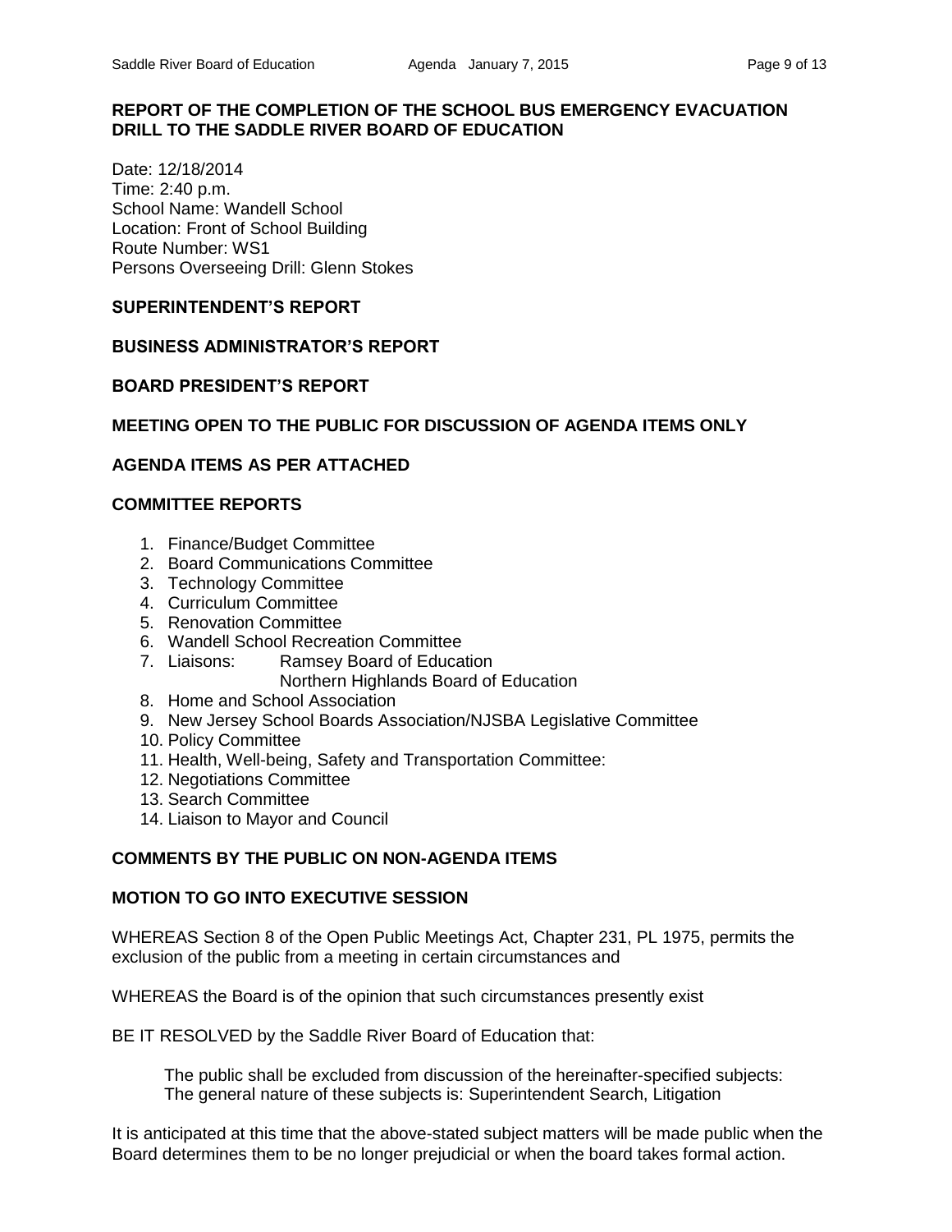**REPORT OF THE COMPLETION OF THE SCHOOL BUS EMERGENCY EVACUATION DRILL TO THE SADDLE RIVER BOARD OF EDUCATION**

Date: 12/18/2014
Time: 2:40 p.m.
School Name: Wandell School
Location: Front of School Building
Route Number: WS1
Persons Overseeing Drill: Glenn Stokes

**SUPERINTENDENT'S REPORT**

**BUSINESS ADMINISTRATOR'S REPORT**

**BOARD PRESIDENT'S REPORT**

**MEETING OPEN TO THE PUBLIC FOR DISCUSSION OF AGENDA ITEMS ONLY**

**AGENDA ITEMS AS PER ATTACHED**

**COMMITTEE REPORTS**

1. Finance/Budget Committee
2. Board Communications Committee
3. Technology Committee
4. Curriculum Committee
5. Renovation Committee
6. Wandell School Recreation Committee
7. Liaisons: Ramsey Board of Education
   Northern Highlands Board of Education
8. Home and School Association
9. New Jersey School Boards Association/NJSBA Legislative Committee
10. Policy Committee
11. Health, Well-being, Safety and Transportation Committee:
12. Negotiations Committee
13. Search Committee
14. Liaison to Mayor and Council

**COMMENTS BY THE PUBLIC ON NON-AGENDA ITEMS**

**MOTION TO GO INTO EXECUTIVE SESSION**

WHEREAS Section 8 of the Open Public Meetings Act, Chapter 231, PL 1975, permits the exclusion of the public from a meeting in certain circumstances and

WHEREAS the Board is of the opinion that such circumstances presently exist

BE IT RESOLVED by the Saddle River Board of Education that:

> The public shall be excluded from discussion of the hereinafter-specified subjects:
> The general nature of these subjects is: Superintendent Search, Litigation

It is anticipated at this time that the above-stated subject matters will be made public when the Board determines them to be no longer prejudicial or when the board takes formal action.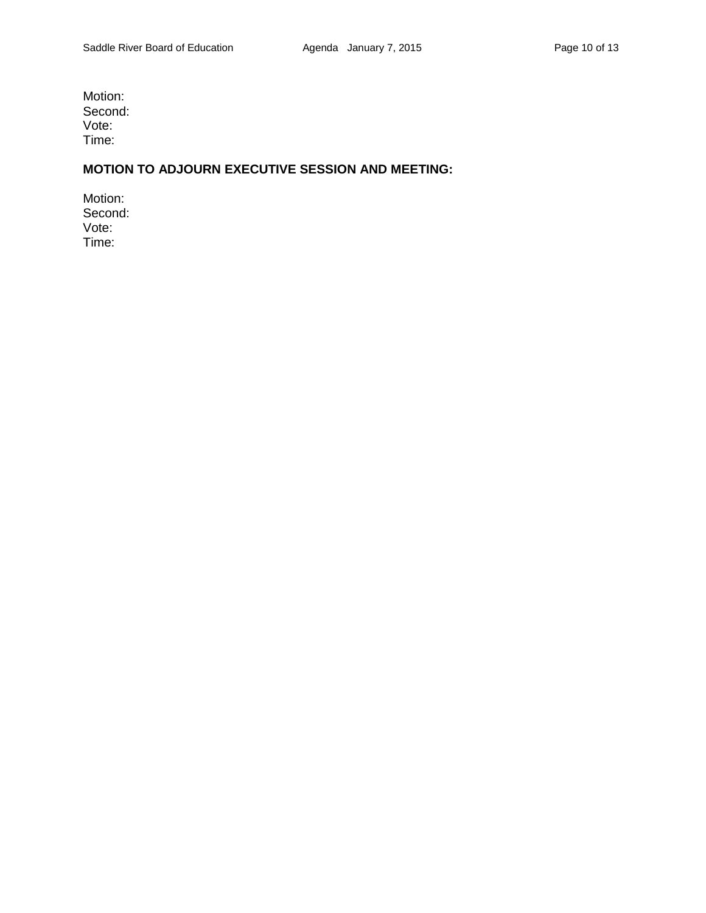Motion:
Second:
Vote:
Time:

**MOTION TO ADJOURN EXECUTIVE SESSION AND MEETING:**

Motion:
Second:
Vote:
Time: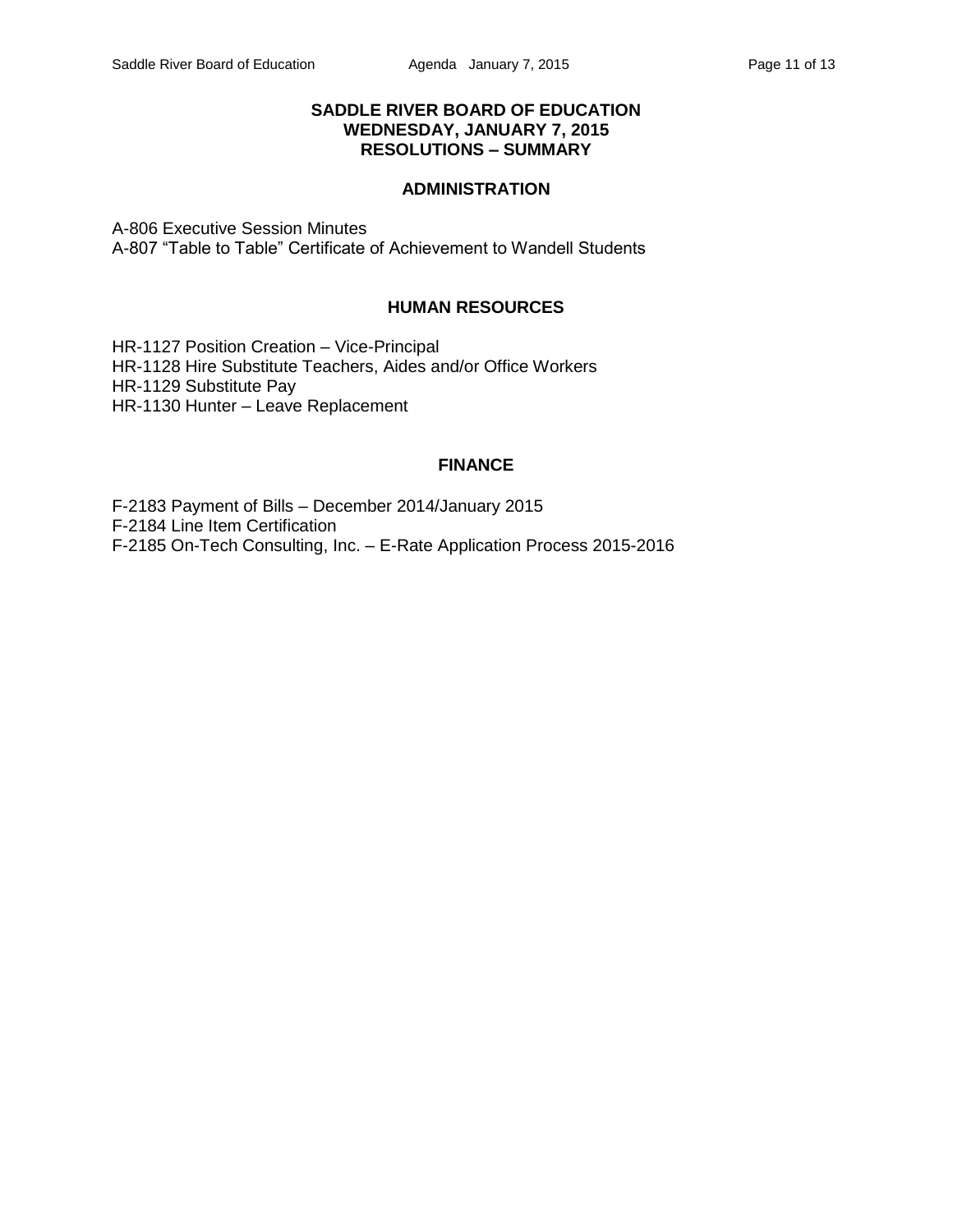# SADDLE RIVER BOARD OF EDUCATION
## WEDNESDAY, JANUARY 7, 2015
## RESOLUTIONS – SUMMARY

### ADMINISTRATION

A-806 Executive Session Minutes
A-807 "Table to Table" Certificate of Achievement to Wandell Students

### HUMAN RESOURCES

HR-1127 Position Creation – Vice-Principal
HR-1128 Hire Substitute Teachers, Aides and/or Office Workers
HR-1129 Substitute Pay
HR-1130 Hunter – Leave Replacement

### FINANCE

F-2183 Payment of Bills – December 2014/January 2015
F-2184 Line Item Certification
F-2185 On-Tech Consulting, Inc. – E-Rate Application Process 2015-2016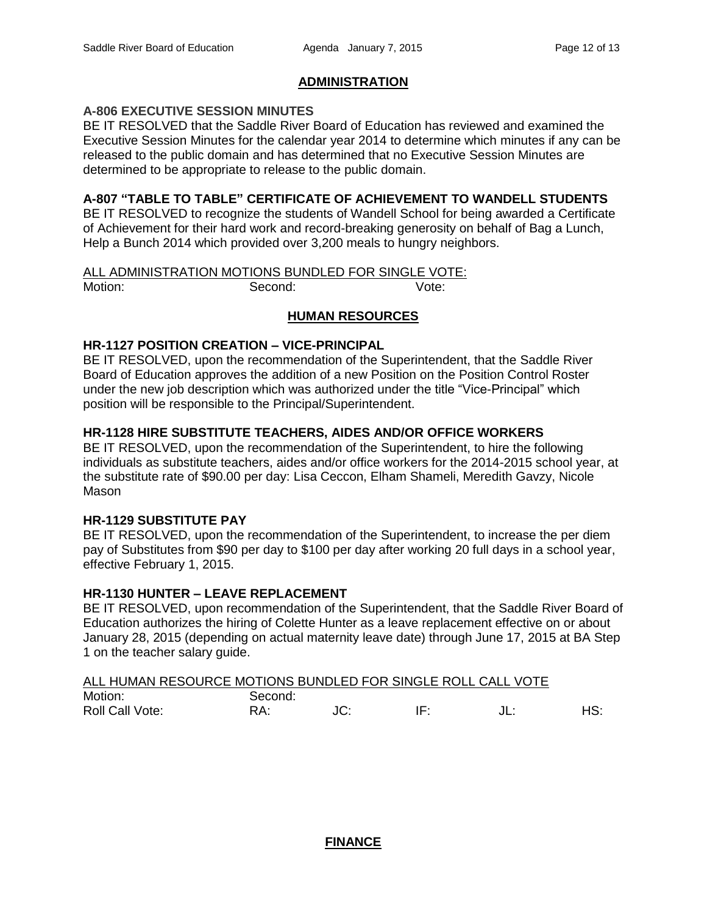## ADMINISTRATION

### A-806 EXECUTIVE SESSION MINUTES

BE IT RESOLVED that the Saddle River Board of Education has reviewed and examined the Executive Session Minutes for the calendar year 2014 to determine which minutes if any can be released to the public domain and has determined that no Executive Session Minutes are determined to be appropriate to release to the public domain.

### A-807 "TABLE TO TABLE" CERTIFICATE OF ACHIEVEMENT TO WANDELL STUDENTS

BE IT RESOLVED to recognize the students of Wandell School for being awarded a Certificate of Achievement for their hard work and record-breaking generosity on behalf of Bag a Lunch, Help a Bunch 2014 which provided over 3,200 meals to hungry neighbors.

ALL ADMINISTRATION MOTIONS BUNDLED FOR SINGLE VOTE:

Motion: Second: Vote:

## HUMAN RESOURCES

### HR-1127 POSITION CREATION – VICE-PRINCIPAL

BE IT RESOLVED, upon the recommendation of the Superintendent, that the Saddle River Board of Education approves the addition of a new Position on the Position Control Roster under the new job description which was authorized under the title "Vice-Principal" which position will be responsible to the Principal/Superintendent.

### HR-1128 HIRE SUBSTITUTE TEACHERS, AIDES AND/OR OFFICE WORKERS

BE IT RESOLVED, upon the recommendation of the Superintendent, to hire the following individuals as substitute teachers, aides and/or office workers for the 2014-2015 school year, at the substitute rate of $90.00 per day: Lisa Ceccon, Elham Shameli, Meredith Gavzy, Nicole Mason

### HR-1129 SUBSTITUTE PAY

BE IT RESOLVED, upon the recommendation of the Superintendent, to increase the per diem pay of Substitutes from $90 per day to $100 per day after working 20 full days in a school year, effective February 1, 2015.

### HR-1130 HUNTER – LEAVE REPLACEMENT

BE IT RESOLVED, upon recommendation of the Superintendent, that the Saddle River Board of Education authorizes the hiring of Colette Hunter as a leave replacement effective on or about January 28, 2015 (depending on actual maternity leave date) through June 17, 2015 at BA Step 1 on the teacher salary guide.

ALL HUMAN RESOURCE MOTIONS BUNDLED FOR SINGLE ROLL CALL VOTE

Motion: Second:

Roll Call Vote: RA: JC: IF: JL: HS:

## FINANCE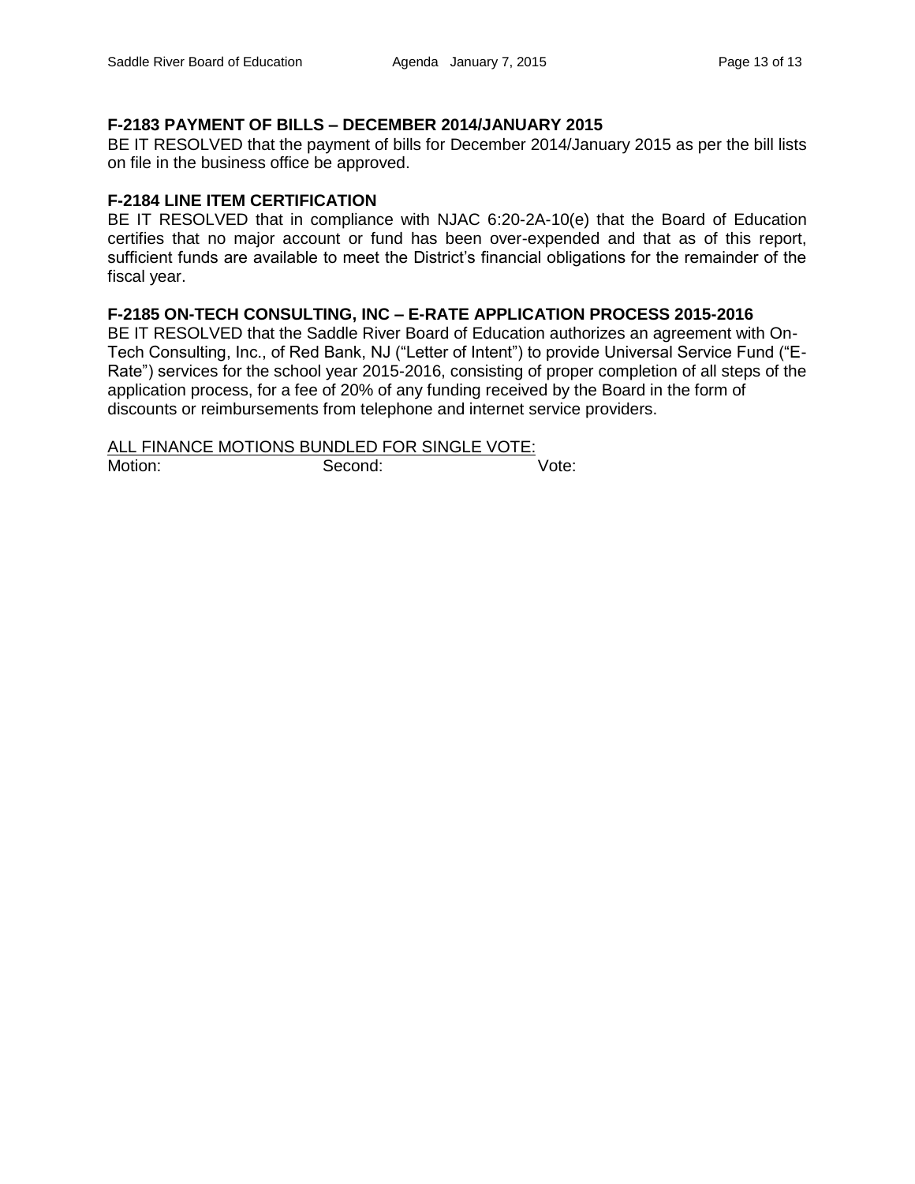**F-2183 PAYMENT OF BILLS – DECEMBER 2014/JANUARY 2015**

BE IT RESOLVED that the payment of bills for December 2014/January 2015 as per the bill lists on file in the business office be approved.

**F-2184 LINE ITEM CERTIFICATION**

BE IT RESOLVED that in compliance with NJAC 6:20-2A-10(e) that the Board of Education certifies that no major account or fund has been over-expended and that as of this report, sufficient funds are available to meet the District's financial obligations for the remainder of the fiscal year.

**F-2185 ON-TECH CONSULTING, INC – E-RATE APPLICATION PROCESS 2015-2016**

BE IT RESOLVED that the Saddle River Board of Education authorizes an agreement with On-Tech Consulting, Inc., of Red Bank, NJ ("Letter of Intent") to provide Universal Service Fund ("E-Rate") services for the school year 2015-2016, consisting of proper completion of all steps of the application process, for a fee of 20% of any funding received by the Board in the form of discounts or reimbursements from telephone and internet service providers.

ALL FINANCE MOTIONS BUNDLED FOR SINGLE VOTE:

Motion: Second: Vote: